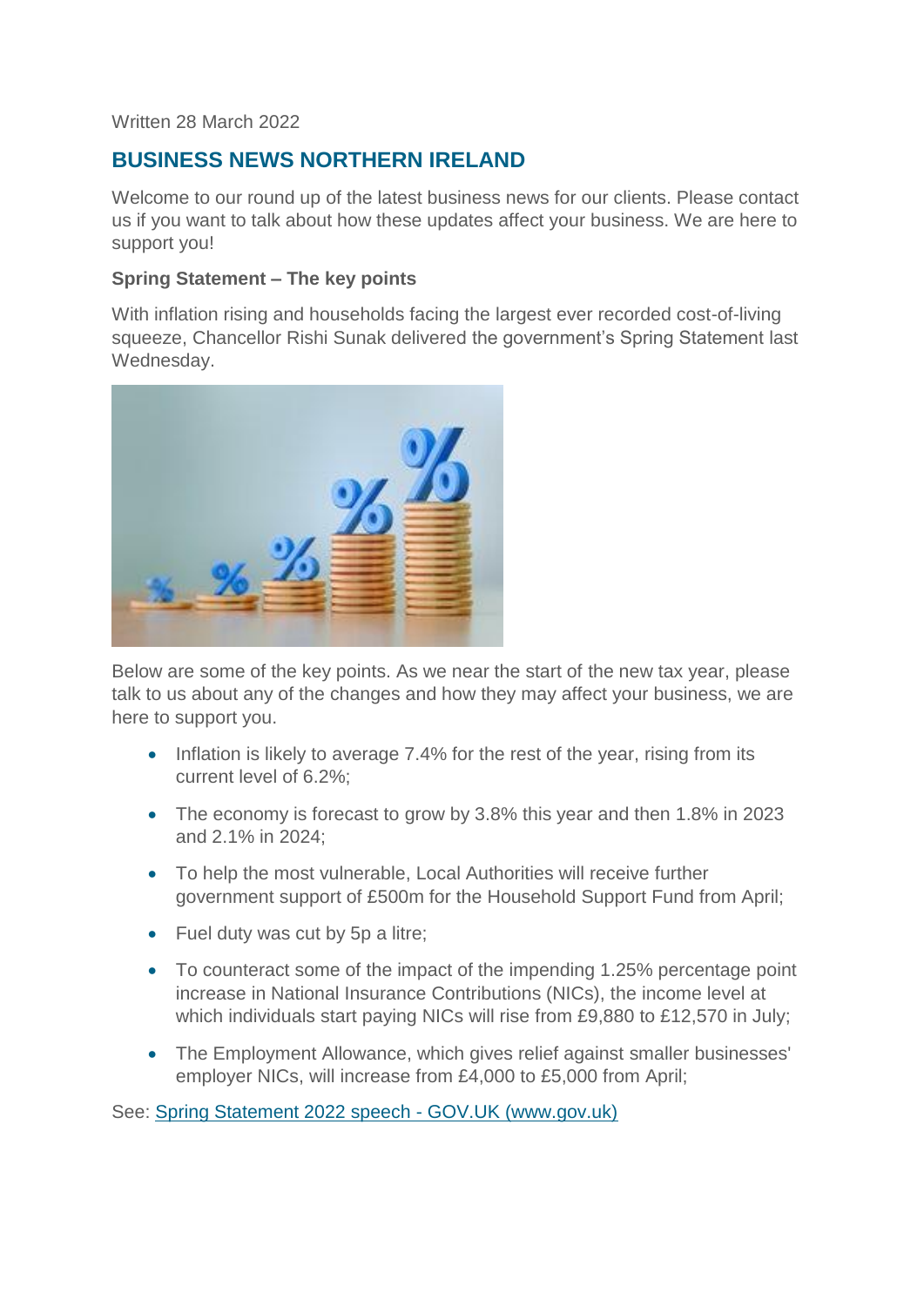Written 28 March 2022

## BUSINESS NEWS NORTHERN IRELAND

Welcome to our round up of the latest business news for our clients. Please contact us if you want to talk about how these updates affect your business. We are here to support you!

**Spring Statement – The key points**

With inflation rising and households facing the largest ever recorded cost-of-living squeeze, Chancellor Rishi Sunak delivered the government's Spring Statement last Wednesday.

Below are some of the key points. As we near the start of the new tax year, please talk to us about any of the changes and how they may affect your business, we are here to support you.

- Inflation is likely to average 7.4% for the rest of the year, rising from its current level of 6.2%;
- The economy is forecast to grow by 3.8% this year and then 1.8% in 2023 and 2.1% in 2024;
- To help the most vulnerable, Local Authorities will receive further government support of £500m for the Household Support Fund from April;
- Fuel duty was cut by 5p a litre;
- To counteract some of the impact of the impending 1.25% percentage point increase in National Insurance Contributions (NICs), the income level at which individuals start paying NICs will rise from £9,880 to £12,570 in July;
- The Employment Allowance, which gives relief against smaller businesses' employer NICs, will increase from £4,000 to £5,000 from April;

See: [Spring Statement 2022 speech - GOV.UK (www.gov.uk)](www.gov.uk)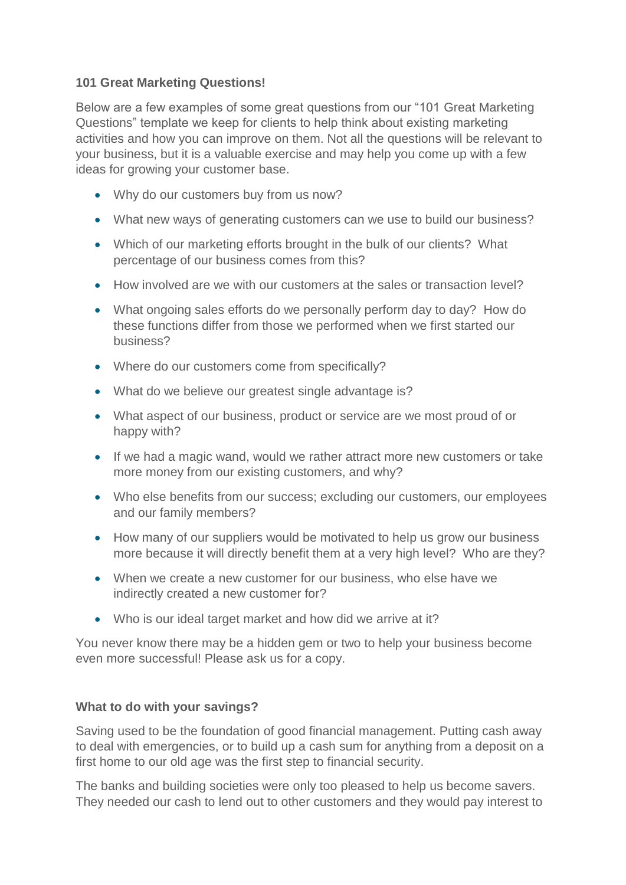**101 Great Marketing Questions!**

Below are a few examples of some great questions from our "101 Great Marketing Questions" template we keep for clients to help think about existing marketing activities and how you can improve on them. Not all the questions will be relevant to your business, but it is a valuable exercise and may help you come up with a few ideas for growing your customer base.

- Why do our customers buy from us now?
- What new ways of generating customers can we use to build our business?
- Which of our marketing efforts brought in the bulk of our clients? What percentage of our business comes from this?
- How involved are we with our customers at the sales or transaction level?
- What ongoing sales efforts do we personally perform day to day? How do these functions differ from those we performed when we first started our business?
- Where do our customers come from specifically?
- What do we believe our greatest single advantage is?
- What aspect of our business, product or service are we most proud of or happy with?
- If we had a magic wand, would we rather attract more new customers or take more money from our existing customers, and why?
- Who else benefits from our success; excluding our customers, our employees and our family members?
- How many of our suppliers would be motivated to help us grow our business more because it will directly benefit them at a very high level? Who are they?
- When we create a new customer for our business, who else have we indirectly created a new customer for?
- Who is our ideal target market and how did we arrive at it?

You never know there may be a hidden gem or two to help your business become even more successful! Please ask us for a copy.

**What to do with your savings?**

Saving used to be the foundation of good financial management. Putting cash away to deal with emergencies, or to build up a cash sum for anything from a deposit on a first home to our old age was the first step to financial security.

The banks and building societies were only too pleased to help us become savers. They needed our cash to lend out to other customers and they would pay interest to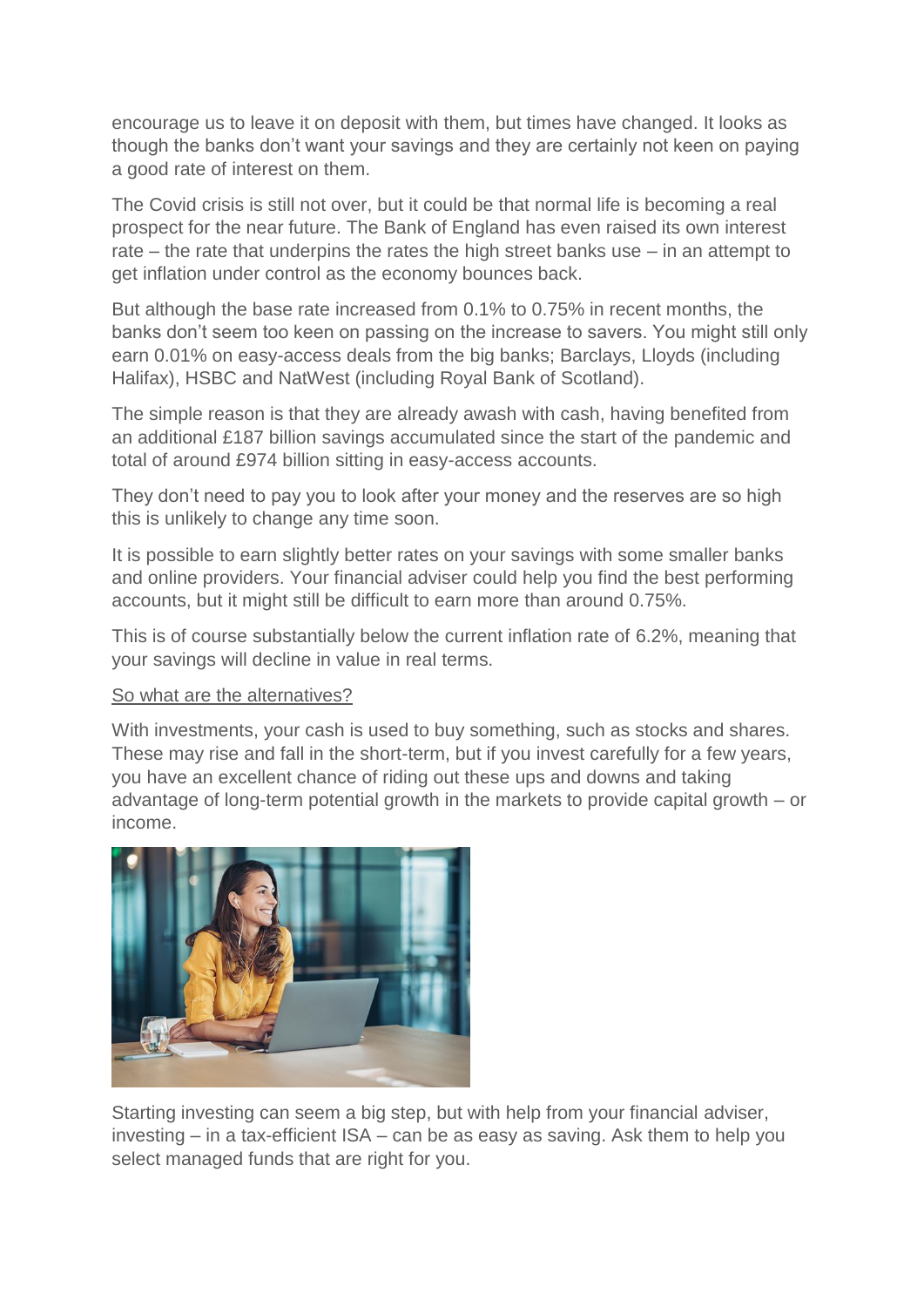encourage us to leave it on deposit with them, but times have changed. It looks as though the banks don't want your savings and they are certainly not keen on paying a good rate of interest on them.

The Covid crisis is still not over, but it could be that normal life is becoming a real prospect for the near future. The Bank of England has even raised its own interest rate – the rate that underpins the rates the high street banks use – in an attempt to get inflation under control as the economy bounces back.

But although the base rate increased from 0.1% to 0.75% in recent months, the banks don't seem too keen on passing on the increase to savers. You might still only earn 0.01% on easy-access deals from the big banks; Barclays, Lloyds (including Halifax), HSBC and NatWest (including Royal Bank of Scotland).

The simple reason is that they are already awash with cash, having benefited from an additional £187 billion savings accumulated since the start of the pandemic and total of around £974 billion sitting in easy-access accounts.

They don't need to pay you to look after your money and the reserves are so high this is unlikely to change any time soon.

It is possible to earn slightly better rates on your savings with some smaller banks and online providers. Your financial adviser could help you find the best performing accounts, but it might still be difficult to earn more than around 0.75%.

This is of course substantially below the current inflation rate of 6.2%, meaning that your savings will decline in value in real terms.

<u>So what are the alternatives?</u>

With investments, your cash is used to buy something, such as stocks and shares. These may rise and fall in the short-term, but if you invest carefully for a few years, you have an excellent chance of riding out these ups and downs and taking advantage of long-term potential growth in the markets to provide capital growth – or income.

Starting investing can seem a big step, but with help from your financial adviser, investing – in a tax-efficient ISA – can be as easy as saving. Ask them to help you select managed funds that are right for you.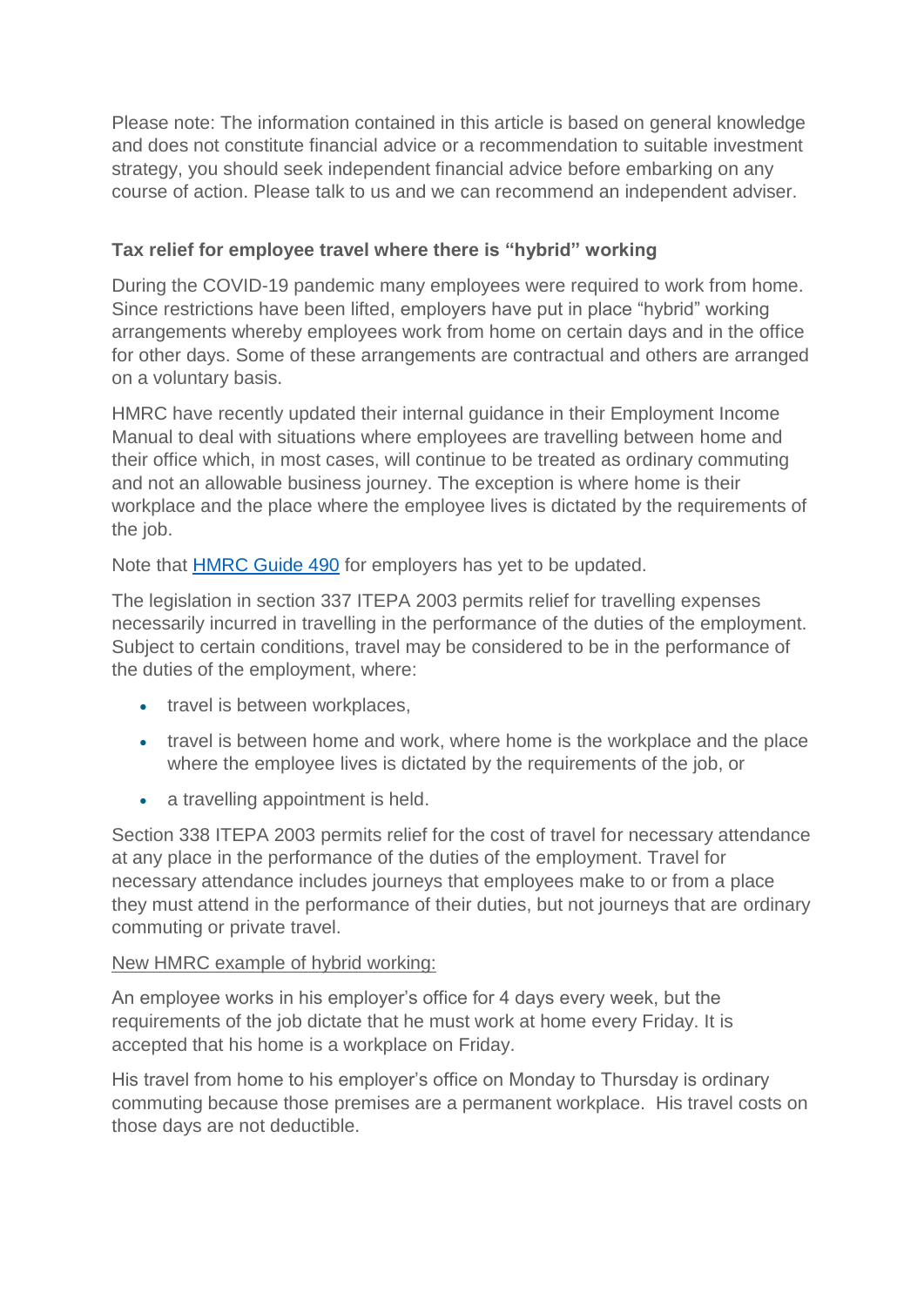Please note: The information contained in this article is based on general knowledge and does not constitute financial advice or a recommendation to suitable investment strategy, you should seek independent financial advice before embarking on any course of action. Please talk to us and we can recommend an independent adviser.

### Tax relief for employee travel where there is "hybrid" working

During the COVID-19 pandemic many employees were required to work from home. Since restrictions have been lifted, employers have put in place "hybrid" working arrangements whereby employees work from home on certain days and in the office for other days. Some of these arrangements are contractual and others are arranged on a voluntary basis.

HMRC have recently updated their internal guidance in their Employment Income Manual to deal with situations where employees are travelling between home and their office which, in most cases, will continue to be treated as ordinary commuting and not an allowable business journey. The exception is where home is their workplace and the place where the employee lives is dictated by the requirements of the job.

Note that HMRC Guide 490 for employers has yet to be updated.

The legislation in section 337 ITEPA 2003 permits relief for travelling expenses necessarily incurred in travelling in the performance of the duties of the employment. Subject to certain conditions, travel may be considered to be in the performance of the duties of the employment, where:

- travel is between workplaces,
- travel is between home and work, where home is the workplace and the place where the employee lives is dictated by the requirements of the job, or
- a travelling appointment is held.

Section 338 ITEPA 2003 permits relief for the cost of travel for necessary attendance at any place in the performance of the duties of the employment. Travel for necessary attendance includes journeys that employees make to or from a place they must attend in the performance of their duties, but not journeys that are ordinary commuting or private travel.

New HMRC example of hybrid working:

An employee works in his employer's office for 4 days every week, but the requirements of the job dictate that he must work at home every Friday. It is accepted that his home is a workplace on Friday.

His travel from home to his employer's office on Monday to Thursday is ordinary commuting because those premises are a permanent workplace. His travel costs on those days are not deductible.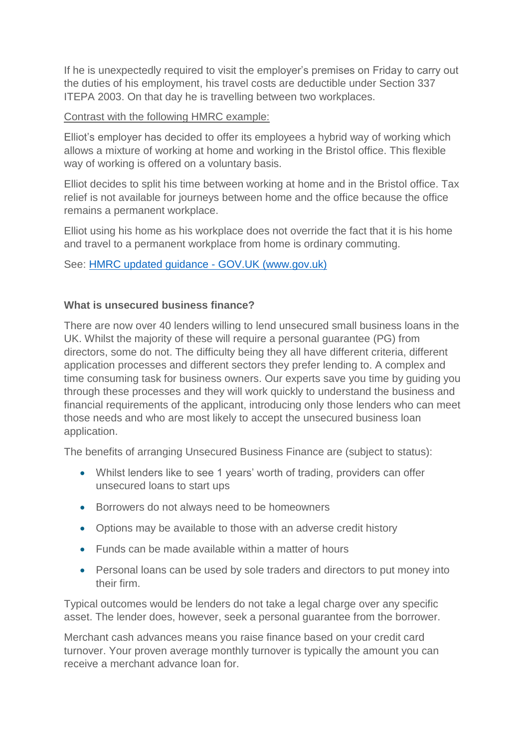If he is unexpectedly required to visit the employer's premises on Friday to carry out the duties of his employment, his travel costs are deductible under Section 337 ITEPA 2003. On that day he is travelling between two workplaces.

Contrast with the following HMRC example:

Elliot's employer has decided to offer its employees a hybrid way of working which allows a mixture of working at home and working in the Bristol office. This flexible way of working is offered on a voluntary basis.

Elliot decides to split his time between working at home and in the Bristol office. Tax relief is not available for journeys between home and the office because the office remains a permanent workplace.

Elliot using his home as his workplace does not override the fact that it is his home and travel to a permanent workplace from home is ordinary commuting.

See: [HMRC updated guidance - GOV.UK (www.gov.uk)](https://www.gov.uk)

**What is unsecured business finance?**

There are now over 40 lenders willing to lend unsecured small business loans in the UK. Whilst the majority of these will require a personal guarantee (PG) from directors, some do not. The difficulty being they all have different criteria, different application processes and different sectors they prefer lending to. A complex and time consuming task for business owners. Our experts save you time by guiding you through these processes and they will work quickly to understand the business and financial requirements of the applicant, introducing only those lenders who can meet those needs and who are most likely to accept the unsecured business loan application.

The benefits of arranging Unsecured Business Finance are (subject to status):

- Whilst lenders like to see 1 years' worth of trading, providers can offer unsecured loans to start ups
- Borrowers do not always need to be homeowners
- Options may be available to those with an adverse credit history
- Funds can be made available within a matter of hours
- Personal loans can be used by sole traders and directors to put money into their firm.

Typical outcomes would be lenders do not take a legal charge over any specific asset. The lender does, however, seek a personal guarantee from the borrower.

Merchant cash advances means you raise finance based on your credit card turnover. Your proven average monthly turnover is typically the amount you can receive a merchant advance loan for.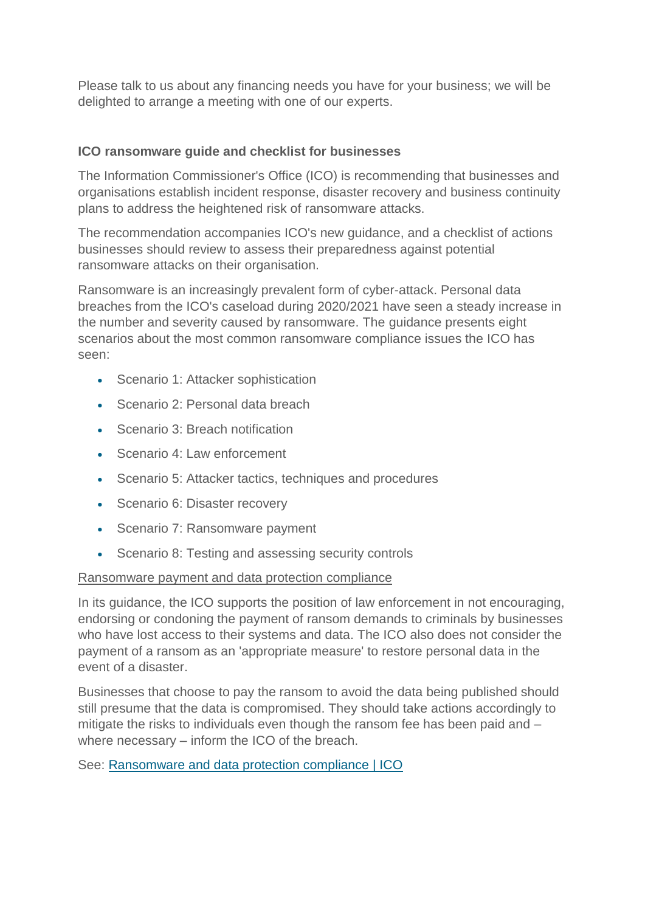Please talk to us about any financing needs you have for your business; we will be delighted to arrange a meeting with one of our experts.

**ICO ransomware guide and checklist for businesses**

The Information Commissioner's Office (ICO) is recommending that businesses and organisations establish incident response, disaster recovery and business continuity plans to address the heightened risk of ransomware attacks.

The recommendation accompanies ICO's new guidance, and a checklist of actions businesses should review to assess their preparedness against potential ransomware attacks on their organisation.

Ransomware is an increasingly prevalent form of cyber-attack. Personal data breaches from the ICO's caseload during 2020/2021 have seen a steady increase in the number and severity caused by ransomware. The guidance presents eight scenarios about the most common ransomware compliance issues the ICO has seen:

- Scenario 1: Attacker sophistication
- Scenario 2: Personal data breach
- Scenario 3: Breach notification
- Scenario 4: Law enforcement
- Scenario 5: Attacker tactics, techniques and procedures
- Scenario 6: Disaster recovery
- Scenario 7: Ransomware payment
- Scenario 8: Testing and assessing security controls

Ransomware payment and data protection compliance

In its guidance, the ICO supports the position of law enforcement in not encouraging, endorsing or condoning the payment of ransom demands to criminals by businesses who have lost access to their systems and data. The ICO also does not consider the payment of a ransom as an 'appropriate measure' to restore personal data in the event of a disaster.

Businesses that choose to pay the ransom to avoid the data being published should still presume that the data is compromised. They should take actions accordingly to mitigate the risks to individuals even though the ransom fee has been paid and – where necessary – inform the ICO of the breach.

See: Ransomware and data protection compliance | ICO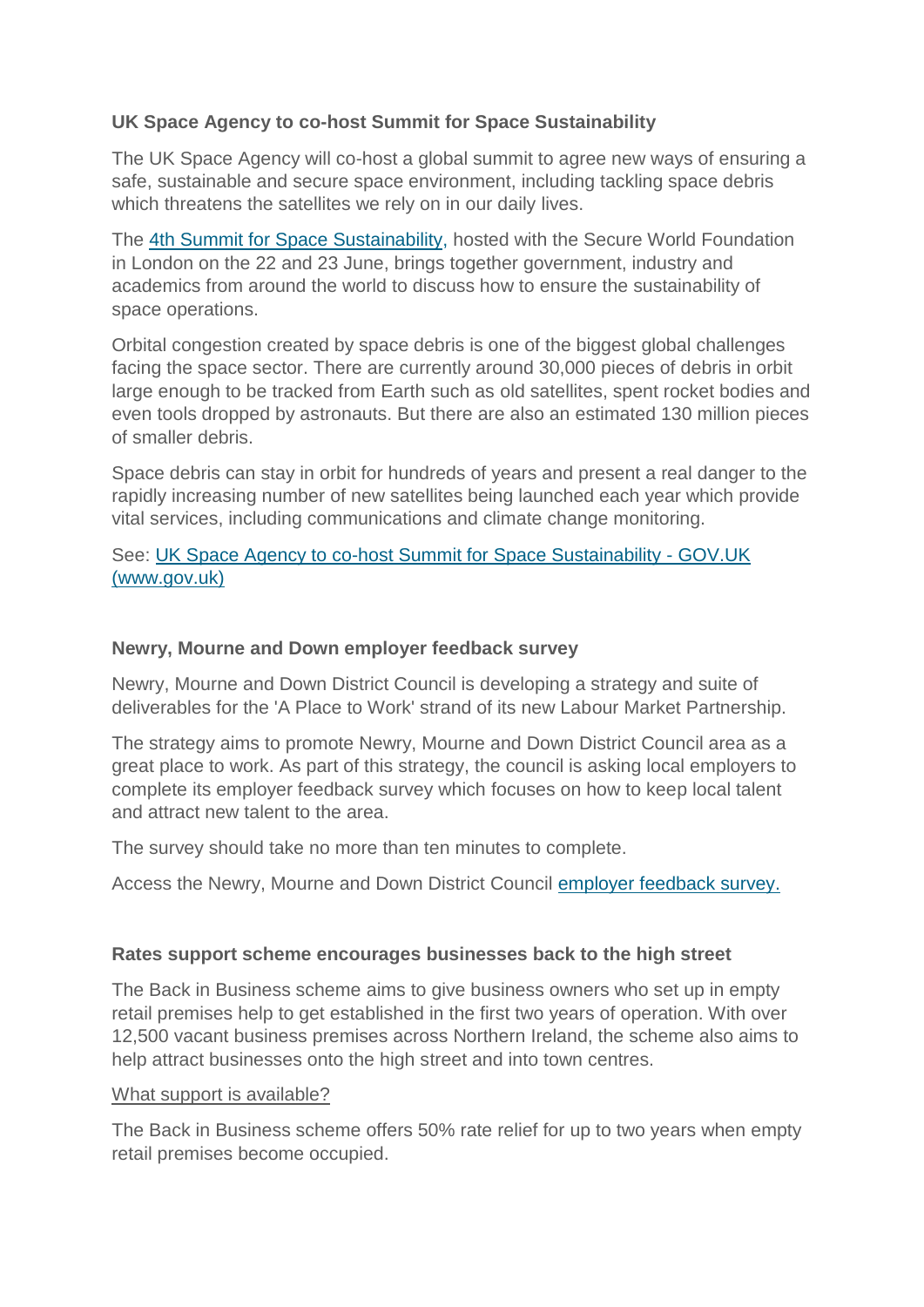**UK Space Agency to co-host Summit for Space Sustainability**

The UK Space Agency will co-host a global summit to agree new ways of ensuring a safe, sustainable and secure space environment, including tackling space debris which threatens the satellites we rely on in our daily lives.

The 4th Summit for Space Sustainability, hosted with the Secure World Foundation in London on the 22 and 23 June, brings together government, industry and academics from around the world to discuss how to ensure the sustainability of space operations.

Orbital congestion created by space debris is one of the biggest global challenges facing the space sector. There are currently around 30,000 pieces of debris in orbit large enough to be tracked from Earth such as old satellites, spent rocket bodies and even tools dropped by astronauts. But there are also an estimated 130 million pieces of smaller debris.

Space debris can stay in orbit for hundreds of years and present a real danger to the rapidly increasing number of new satellites being launched each year which provide vital services, including communications and climate change monitoring.

See: UK Space Agency to co-host Summit for Space Sustainability - GOV.UK (www.gov.uk)

**Newry, Mourne and Down employer feedback survey**

Newry, Mourne and Down District Council is developing a strategy and suite of deliverables for the 'A Place to Work' strand of its new Labour Market Partnership.

The strategy aims to promote Newry, Mourne and Down District Council area as a great place to work. As part of this strategy, the council is asking local employers to complete its employer feedback survey which focuses on how to keep local talent and attract new talent to the area.

The survey should take no more than ten minutes to complete.

Access the Newry, Mourne and Down District Council employer feedback survey.

**Rates support scheme encourages businesses back to the high street**

The Back in Business scheme aims to give business owners who set up in empty retail premises help to get established in the first two years of operation. With over 12,500 vacant business premises across Northern Ireland, the scheme also aims to help attract businesses onto the high street and into town centres.

What support is available?

The Back in Business scheme offers 50% rate relief for up to two years when empty retail premises become occupied.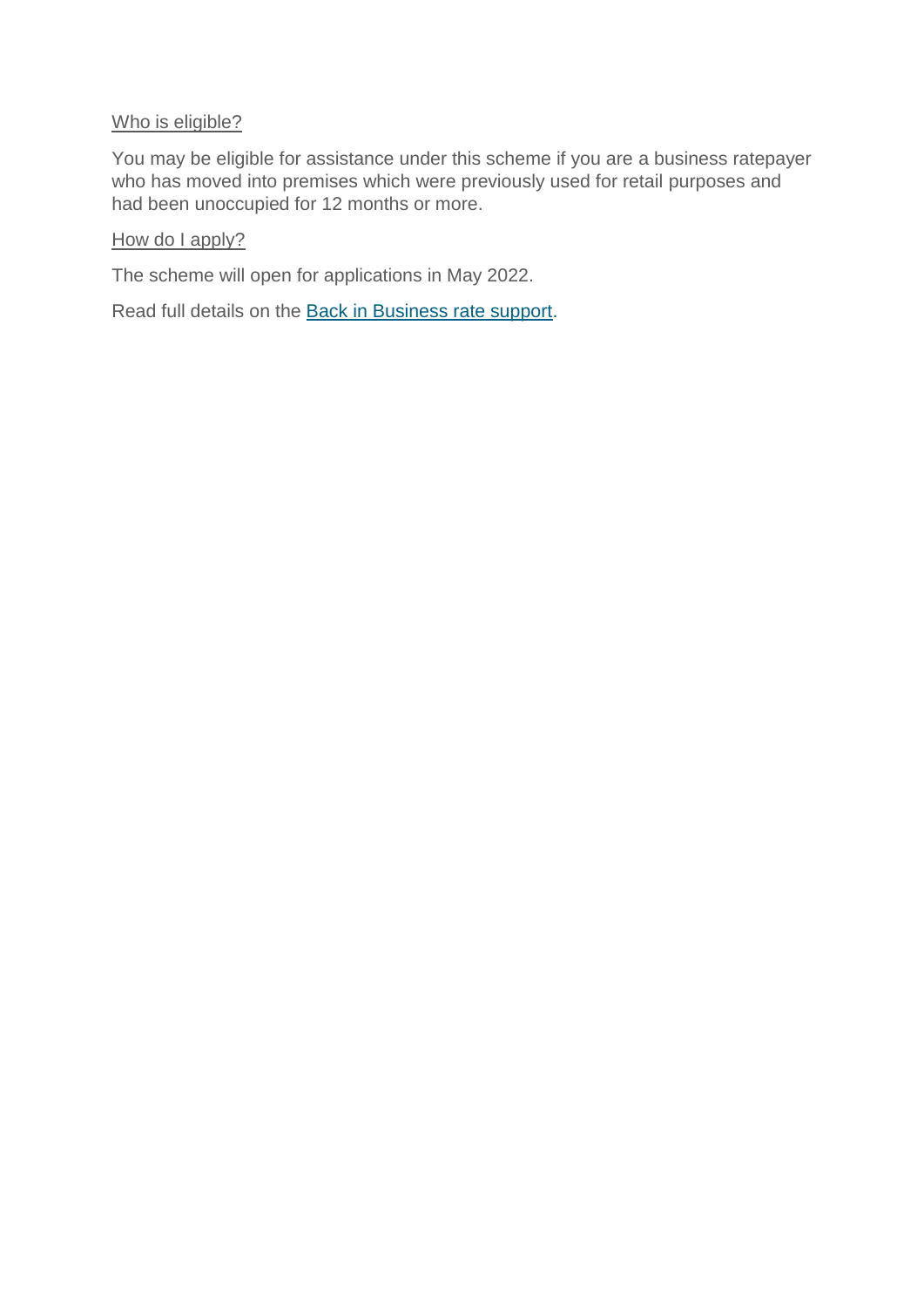Who is eligible?

You may be eligible for assistance under this scheme if you are a business ratepayer who has moved into premises which were previously used for retail purposes and had been unoccupied for 12 months or more.

How do I apply?

The scheme will open for applications in May 2022.

Read full details on the Back in Business rate support.